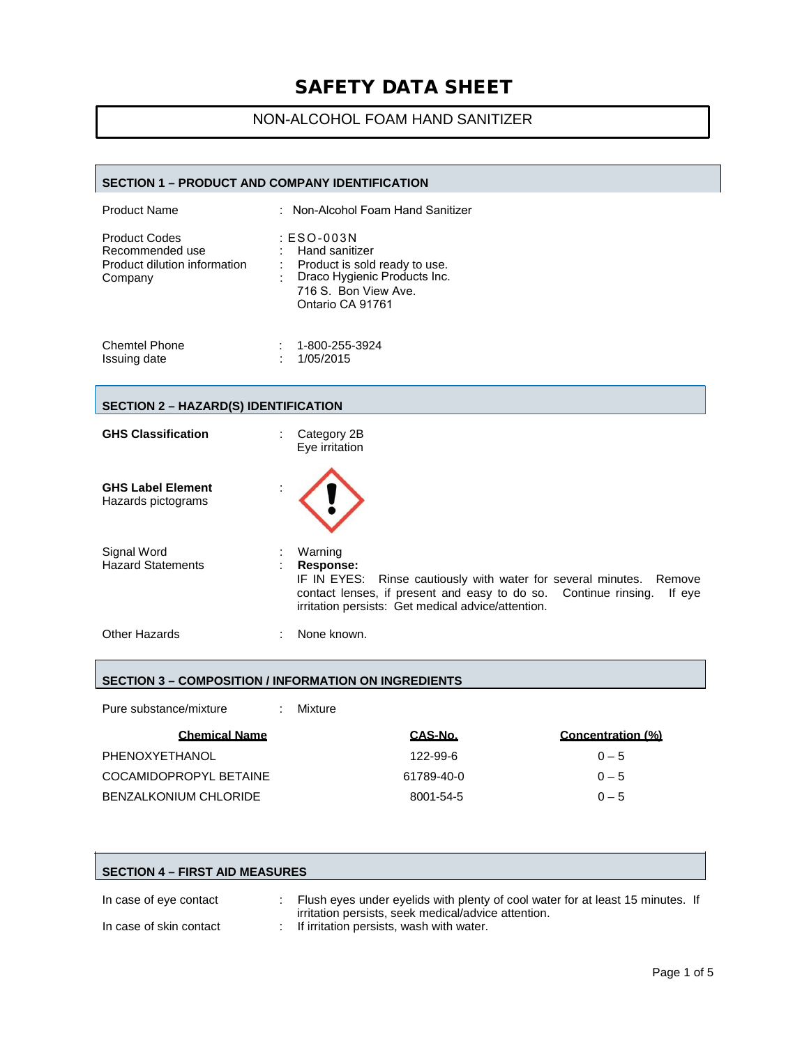# SAFETY DATA SHEET

## NON-ALCOHOL FOAM HAND SANITIZER

### SECTION 1 – PRODUCT AND COMPANY IDENTIFICATION

| | | |
|---|---|---|
| Product Name | : | Non-Alcohol Foam Hand Sanitizer |
| Product Codes | : | ESO-003N |
| Recommended use | : | Hand sanitizer |
| Product dilution information | : | Product is sold ready to use. |
| Company | : | Draco Hygienic Products Inc.<br>716 S. Bon View Ave.<br>Ontario CA 91761 |
| Chemtel Phone | : | 1-800-255-3924 |
| Issuing date | : | 1/05/2015 |

### SECTION 2 – HAZARD(S) IDENTIFICATION

**GHS Classification** : Category 2B
Eye irritation

**GHS Label Element**
Hazards pictograms :

Signal Word : Warning

Hazard Statements : **Response:**
IF IN EYES: Rinse cautiously with water for several minutes. Remove contact lenses, if present and easy to do so. Continue rinsing. If eye irritation persists: Get medical advice/attention.

Other Hazards : None known.

### SECTION 3 – COMPOSITION / INFORMATION ON INGREDIENTS

Pure substance/mixture : Mixture

| Chemical Name | CAS-No. | Concentration (%) |
|---|---|---|
| PHENOXYETHANOL | 122-99-6 | 0 – 5 |
| COCAMIDOPROPYL BETAINE | 61789-40-0 | 0 – 5 |
| BENZALKONIUM CHLORIDE | 8001-54-5 | 0 – 5 |

### SECTION 4 – FIRST AID MEASURES

In case of eye contact : Flush eyes under eyelids with plenty of cool water for at least 15 minutes. If irritation persists, seek medical/advice attention.

In case of skin contact : If irritation persists, wash with water.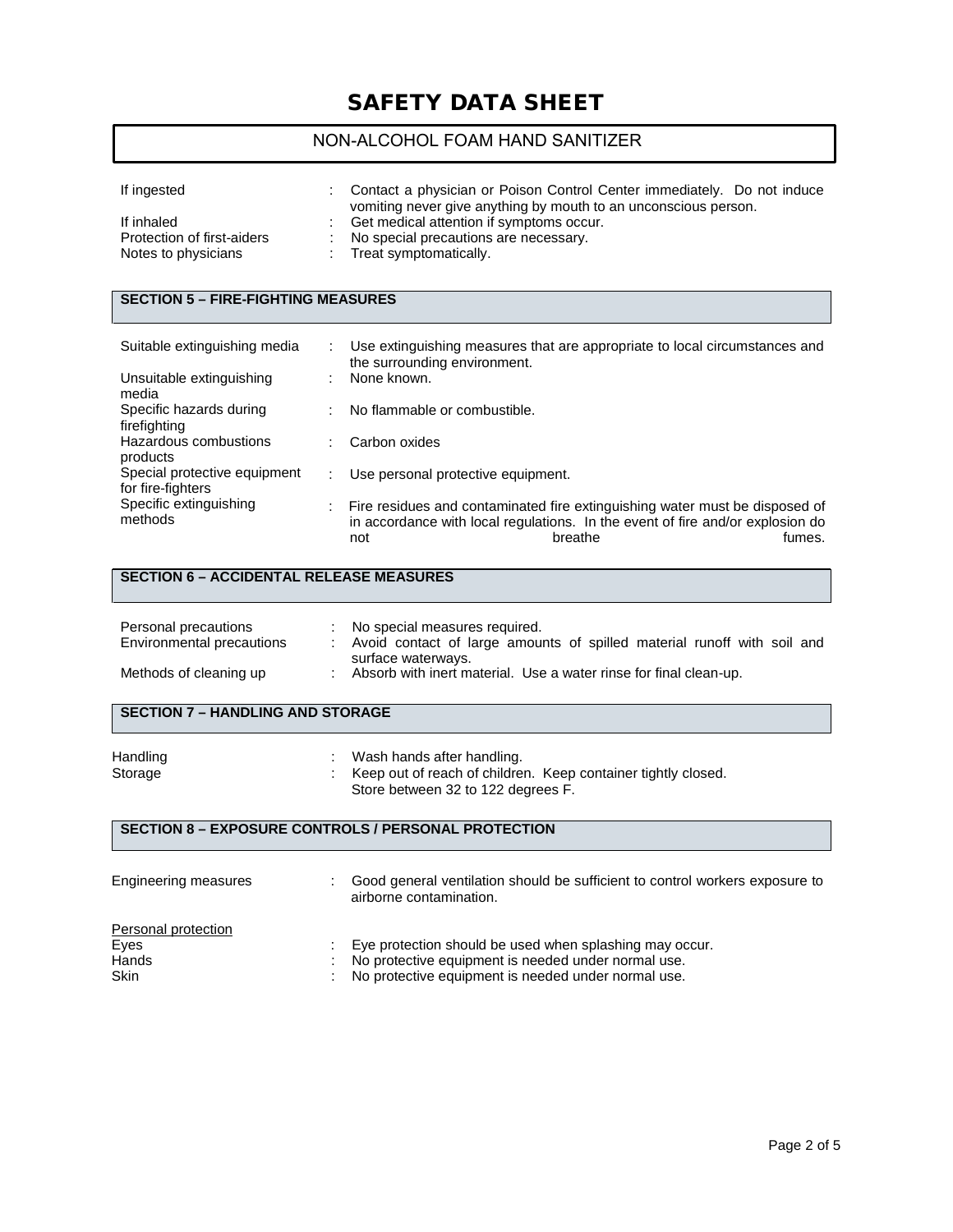# SAFETY DATA SHEET

## NON-ALCOHOL FOAM HAND SANITIZER

| | | |
|---|---|---|
| If ingested | : | Contact a physician or Poison Control Center immediately. Do not induce vomiting never give anything by mouth to an unconscious person. |
| If inhaled | : | Get medical attention if symptoms occur. |
| Protection of first-aiders | : | No special precautions are necessary. |
| Notes to physicians | : | Treat symptomatically. |

### SECTION 5 – FIRE-FIGHTING MEASURES

| | | |
|---|---|---|
| Suitable extinguishing media | : | Use extinguishing measures that are appropriate to local circumstances and the surrounding environment. |
| Unsuitable extinguishing media | : | None known. |
| Specific hazards during firefighting | : | No flammable or combustible. |
| Hazardous combustions products | : | Carbon oxides |
| Special protective equipment for fire-fighters | : | Use personal protective equipment. |
| Specific extinguishing methods | : | Fire residues and contaminated fire extinguishing water must be disposed of in accordance with local regulations. In the event of fire and/or explosion do not breathe fumes. |

### SECTION 6 – ACCIDENTAL RELEASE MEASURES

| | | |
|---|---|---|
| Personal precautions | : | No special measures required. |
| Environmental precautions | : | Avoid contact of large amounts of spilled material runoff with soil and surface waterways. |
| Methods of cleaning up | : | Absorb with inert material. Use a water rinse for final clean-up. |

### SECTION 7 – HANDLING AND STORAGE

| | | |
|---|---|---|
| Handling | : | Wash hands after handling. |
| Storage | : | Keep out of reach of children. Keep container tightly closed. Store between 32 to 122 degrees F. |

### SECTION 8 – EXPOSURE CONTROLS / PERSONAL PROTECTION

| | | |
|---|---|---|
| Engineering measures | : | Good general ventilation should be sufficient to control workers exposure to airborne contamination. |

Personal protection

| | | |
|---|---|---|
| Eyes | : | Eye protection should be used when splashing may occur. |
| Hands | : | No protective equipment is needed under normal use. |
| Skin | : | No protective equipment is needed under normal use. |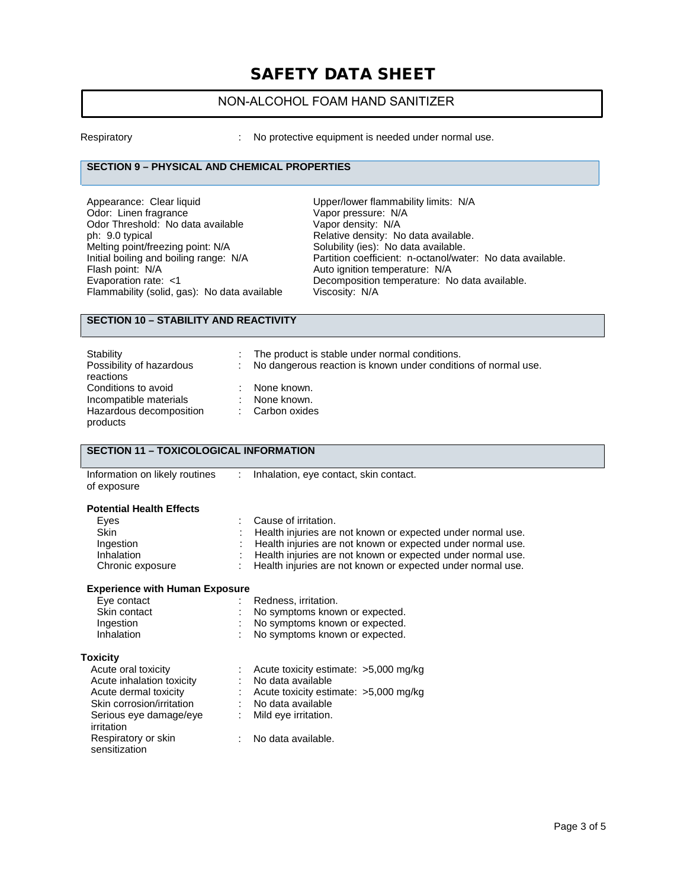# SAFETY DATA SHEET

## NON-ALCOHOL FOAM HAND SANITIZER

Respiratory : No protective equipment is needed under normal use.

### SECTION 9 – PHYSICAL AND CHEMICAL PROPERTIES

Appearance: Clear liquid
Odor: Linen fragrance
Odor Threshold: No data available
ph: 9.0 typical
Melting point/freezing point: N/A
Initial boiling and boiling range: N/A
Flash point: N/A
Evaporation rate: <1
Flammability (solid, gas): No data available

Upper/lower flammability limits: N/A
Vapor pressure: N/A
Vapor density: N/A
Relative density: No data available.
Solubility (ies): No data available.
Partition coefficient: n-octanol/water: No data available.
Auto ignition temperature: N/A
Decomposition temperature: No data available.
Viscosity: N/A

### SECTION 10 – STABILITY AND REACTIVITY

| | | |
|---|---|---|
| Stability | : | The product is stable under normal conditions. |
| Possibility of hazardous reactions | : | No dangerous reaction is known under conditions of normal use. |
| Conditions to avoid | : | None known. |
| Incompatible materials | : | None known. |
| Hazardous decomposition products | : | Carbon oxides |

### SECTION 11 – TOXICOLOGICAL INFORMATION

Information on likely routines of exposure : Inhalation, eye contact, skin contact.

**Potential Health Effects**

| | | |
|---|---|---|
| Eyes | : | Cause of irritation. |
| Skin | : | Health injuries are not known or expected under normal use. |
| Ingestion | : | Health injuries are not known or expected under normal use. |
| Inhalation | : | Health injuries are not known or expected under normal use. |
| Chronic exposure | : | Health injuries are not known or expected under normal use. |

**Experience with Human Exposure**

| | | |
|---|---|---|
| Eye contact | : | Redness, irritation. |
| Skin contact | : | No symptoms known or expected. |
| Ingestion | : | No symptoms known or expected. |
| Inhalation | : | No symptoms known or expected. |

**Toxicity**

| | | |
|---|---|---|
| Acute oral toxicity | : | Acute toxicity estimate: >5,000 mg/kg |
| Acute inhalation toxicity | : | No data available |
| Acute dermal toxicity | : | Acute toxicity estimate: >5,000 mg/kg |
| Skin corrosion/irritation | : | No data available |
| Serious eye damage/eye irritation | : | Mild eye irritation. |
| Respiratory or skin sensitization | : | No data available. |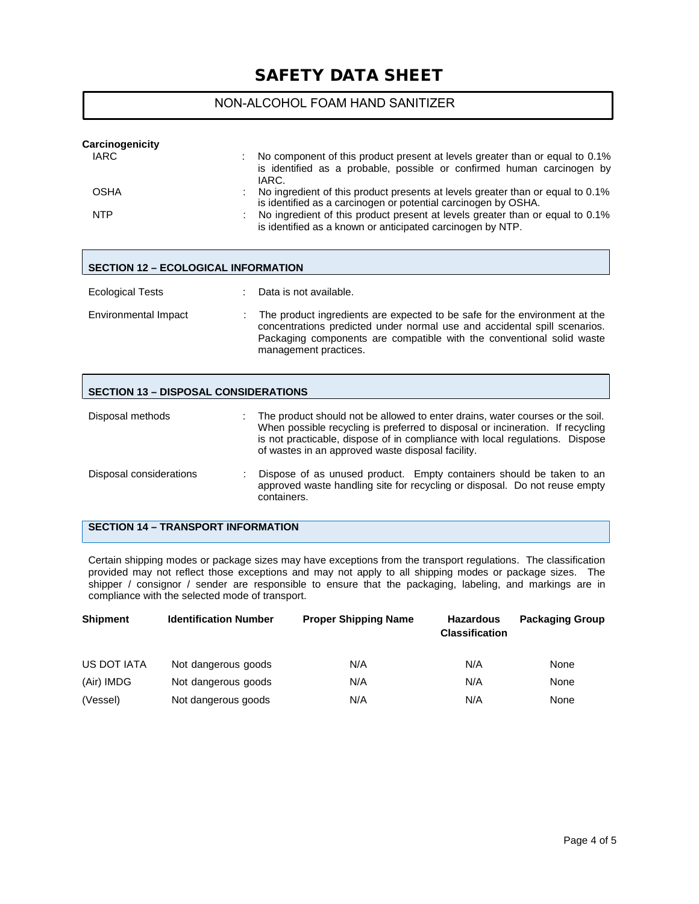**Carcinogenicity**

IARC : No component of this product present at levels greater than or equal to 0.1% is identified as a probable, possible or confirmed human carcinogen by IARC.

OSHA : No ingredient of this product presents at levels greater than or equal to 0.1% is identified as a carcinogen or potential carcinogen by OSHA.

NTP : No ingredient of this product present at levels greater than or equal to 0.1% is identified as a known or anticipated carcinogen by NTP.

## SECTION 12 – ECOLOGICAL INFORMATION

Ecological Tests : Data is not available.

Environmental Impact : The product ingredients are expected to be safe for the environment at the concentrations predicted under normal use and accidental spill scenarios. Packaging components are compatible with the conventional solid waste management practices.

## SECTION 13 – DISPOSAL CONSIDERATIONS

Disposal methods : The product should not be allowed to enter drains, water courses or the soil. When possible recycling is preferred to disposal or incineration. If recycling is not practicable, dispose of in compliance with local regulations. Dispose of wastes in an approved waste disposal facility.

Disposal considerations : Dispose of as unused product. Empty containers should be taken to an approved waste handling site for recycling or disposal. Do not reuse empty containers.

## SECTION 14 – TRANSPORT INFORMATION

Certain shipping modes or package sizes may have exceptions from the transport regulations. The classification provided may not reflect those exceptions and may not apply to all shipping modes or package sizes. The shipper / consignor / sender are responsible to ensure that the packaging, labeling, and markings are in compliance with the selected mode of transport.

| Shipment | Identification Number | Proper Shipping Name | Hazardous Classification | Packaging Group |
|---|---|---|---|---|
| US DOT IATA | Not dangerous goods | N/A | N/A | None |
| (Air) IMDG | Not dangerous goods | N/A | N/A | None |
| (Vessel) | Not dangerous goods | N/A | N/A | None |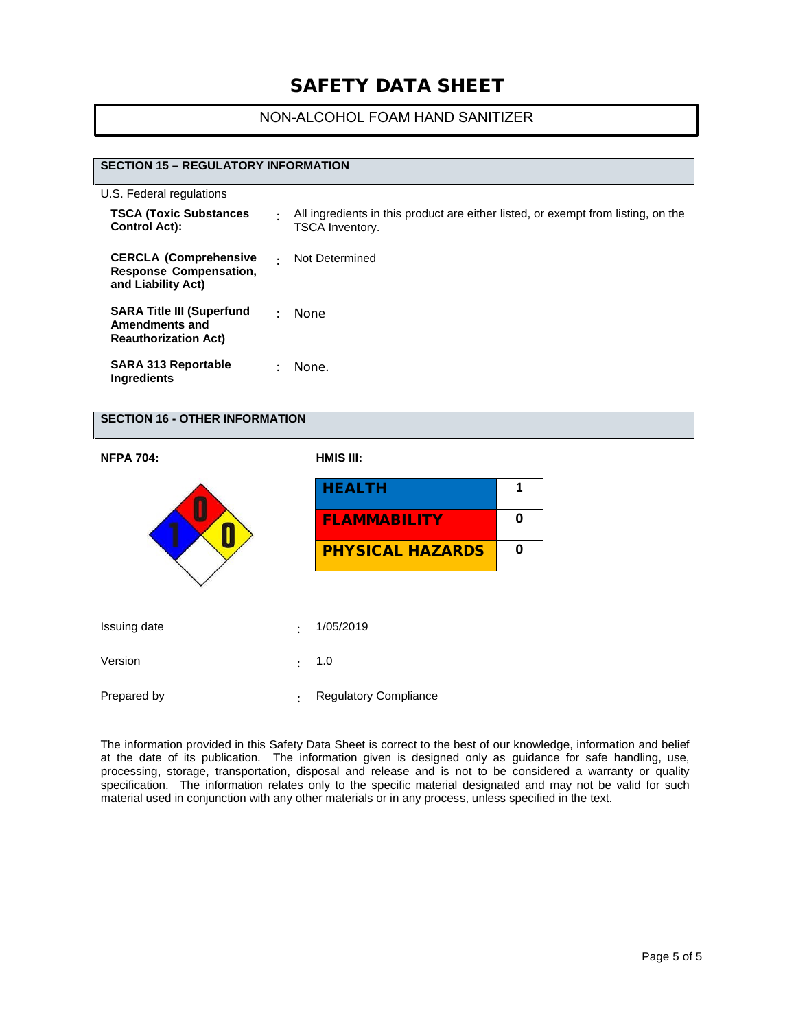# SAFETY DATA SHEET

NON-ALCOHOL FOAM HAND SANITIZER

## SECTION 15 – REGULATORY INFORMATION

U.S. Federal regulations

| | | |
|---|---|---|
| **TSCA (Toxic Substances Control Act):** | : | All ingredients in this product are either listed, or exempt from listing, on the TSCA Inventory. |
| **CERCLA (Comprehensive Response Compensation, and Liability Act)** | : | Not Determined |
| **SARA Title III (Superfund Amendments and Reauthorization Act)** | : | None |
| **SARA 313 Reportable Ingredients** | : | None. |

## SECTION 16 - OTHER INFORMATION

**NFPA 704:**

1

0

0

**HMIS III:**

| | |
|---|---|
| HEALTH | 1 |
| FLAMMABILITY | 0 |
| PHYSICAL HAZARDS | 0 |

| | | |
|---|---|---|
| Issuing date | : | 1/05/2019 |
| Version | : | 1.0 |
| Prepared by | : | Regulatory Compliance |

The information provided in this Safety Data Sheet is correct to the best of our knowledge, information and belief at the date of its publication. The information given is designed only as guidance for safe handling, use, processing, storage, transportation, disposal and release and is not to be considered a warranty or quality specification. The information relates only to the specific material designated and may not be valid for such material used in conjunction with any other materials or in any process, unless specified in the text.